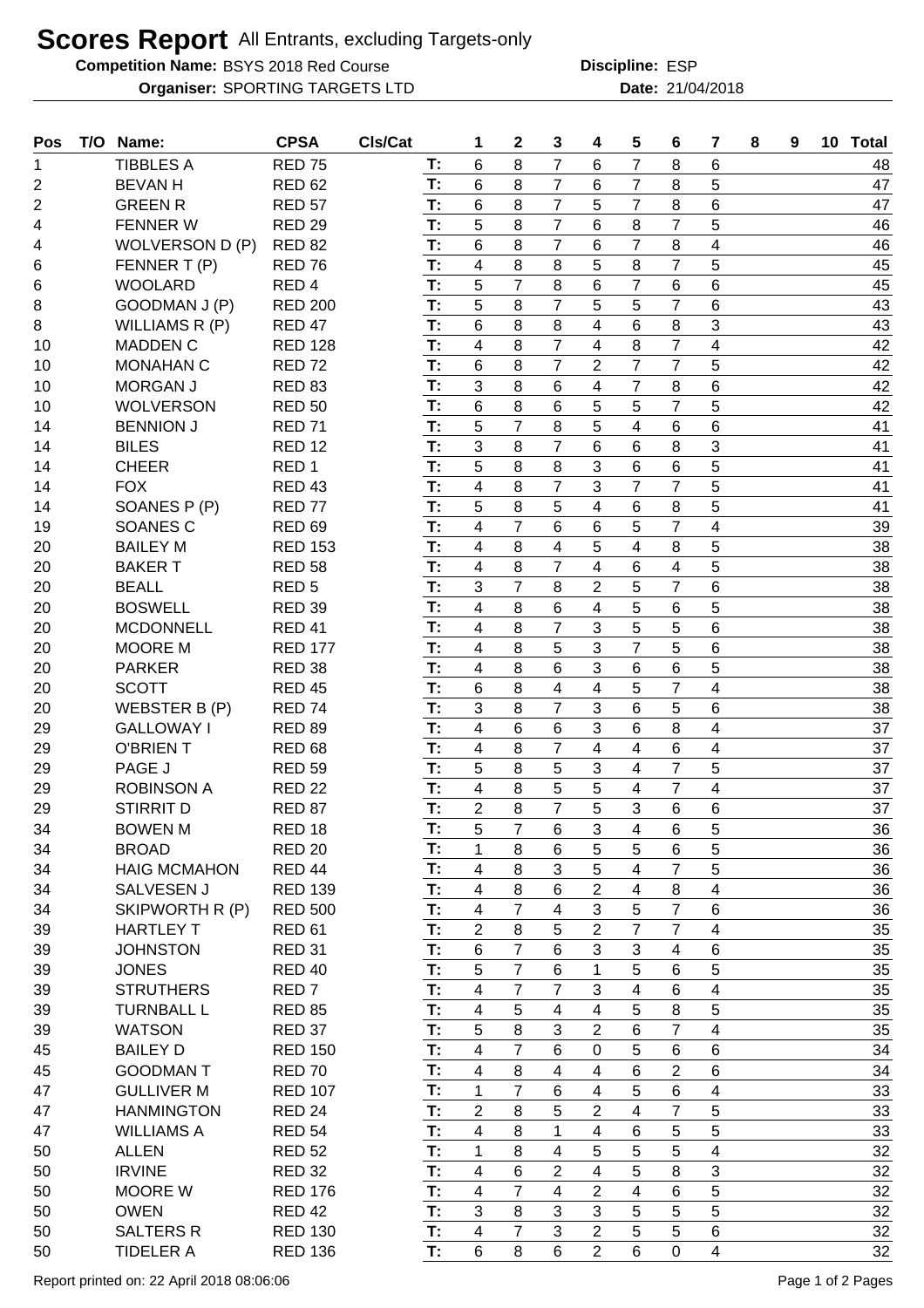# Scores Report All Entrants, excluding Targets-only

**Competition Name:** BSYS 2018 Red Course **Discipline:** ESP

**Organiser:** SPORTING TARGETS LTD **Date:** 21/04/2018

| Pos | T/O | Name: | CPSA | Cls/Cat | | 1 | 2 | 3 | 4 | 5 | 6 | 7 | 8 | 9 | 10 | Total |
|---|---|---|---|---|---|---|---|---|---|---|---|---|---|---|---|---|
| 1 | | TIBBLES A | RED 75 | | T: | 6 | 8 | 7 | 6 | 7 | 8 | 6 | | | | 48 |
| 2 | | BEVAN H | RED 62 | | T: | 6 | 8 | 7 | 6 | 7 | 8 | 5 | | | | 47 |
| 2 | | GREEN R | RED 57 | | T: | 6 | 8 | 7 | 5 | 7 | 8 | 6 | | | | 47 |
| 4 | | FENNER W | RED 29 | | T: | 5 | 8 | 7 | 6 | 8 | 7 | 5 | | | | 46 |
| 4 | | WOLVERSON D (P) | RED 82 | | T: | 6 | 8 | 7 | 6 | 7 | 8 | 4 | | | | 46 |
| 6 | | FENNER T (P) | RED 76 | | T: | 4 | 8 | 8 | 5 | 8 | 7 | 5 | | | | 45 |
| 6 | | WOOLARD | RED 4 | | T: | 5 | 7 | 8 | 6 | 7 | 6 | 6 | | | | 45 |
| 8 | | GOODMAN J (P) | RED 200 | | T: | 5 | 8 | 7 | 5 | 5 | 7 | 6 | | | | 43 |
| 8 | | WILLIAMS R (P) | RED 47 | | T: | 6 | 8 | 8 | 4 | 6 | 8 | 3 | | | | 43 |
| 10 | | MADDEN C | RED 128 | | T: | 4 | 8 | 7 | 4 | 8 | 7 | 4 | | | | 42 |
| 10 | | MONAHAN C | RED 72 | | T: | 6 | 8 | 7 | 2 | 7 | 7 | 5 | | | | 42 |
| 10 | | MORGAN J | RED 83 | | T: | 3 | 8 | 6 | 4 | 7 | 8 | 6 | | | | 42 |
| 10 | | WOLVERSON | RED 50 | | T: | 6 | 8 | 6 | 5 | 5 | 7 | 5 | | | | 42 |
| 14 | | BENNION J | RED 71 | | T: | 5 | 7 | 8 | 5 | 4 | 6 | 6 | | | | 41 |
| 14 | | BILES | RED 12 | | T: | 3 | 8 | 7 | 6 | 6 | 8 | 3 | | | | 41 |
| 14 | | CHEER | RED 1 | | T: | 5 | 8 | 8 | 3 | 6 | 6 | 5 | | | | 41 |
| 14 | | FOX | RED 43 | | T: | 4 | 8 | 7 | 3 | 7 | 7 | 5 | | | | 41 |
| 14 | | SOANES P (P) | RED 77 | | T: | 5 | 8 | 5 | 4 | 6 | 8 | 5 | | | | 41 |
| 19 | | SOANES C | RED 69 | | T: | 4 | 7 | 6 | 6 | 5 | 7 | 4 | | | | 39 |
| 20 | | BAILEY M | RED 153 | | T: | 4 | 8 | 4 | 5 | 4 | 8 | 5 | | | | 38 |
| 20 | | BAKER T | RED 58 | | T: | 4 | 8 | 7 | 4 | 6 | 4 | 5 | | | | 38 |
| 20 | | BEALL | RED 5 | | T: | 3 | 7 | 8 | 2 | 5 | 7 | 6 | | | | 38 |
| 20 | | BOSWELL | RED 39 | | T: | 4 | 8 | 6 | 4 | 5 | 6 | 5 | | | | 38 |
| 20 | | MCDONNELL | RED 41 | | T: | 4 | 8 | 7 | 3 | 5 | 5 | 6 | | | | 38 |
| 20 | | MOORE M | RED 177 | | T: | 4 | 8 | 5 | 3 | 7 | 5 | 6 | | | | 38 |
| 20 | | PARKER | RED 38 | | T: | 4 | 8 | 6 | 3 | 6 | 6 | 5 | | | | 38 |
| 20 | | SCOTT | RED 45 | | T: | 6 | 8 | 4 | 4 | 5 | 7 | 4 | | | | 38 |
| 20 | | WEBSTER B (P) | RED 74 | | T: | 3 | 8 | 7 | 3 | 6 | 5 | 6 | | | | 38 |
| 29 | | GALLOWAY I | RED 89 | | T: | 4 | 6 | 6 | 3 | 6 | 8 | 4 | | | | 37 |
| 29 | | O'BRIEN T | RED 68 | | T: | 4 | 8 | 7 | 4 | 4 | 6 | 4 | | | | 37 |
| 29 | | PAGE J | RED 59 | | T: | 5 | 8 | 5 | 3 | 4 | 7 | 5 | | | | 37 |
| 29 | | ROBINSON A | RED 22 | | T: | 4 | 8 | 5 | 5 | 4 | 7 | 4 | | | | 37 |
| 29 | | STIRRIT D | RED 87 | | T: | 2 | 8 | 7 | 5 | 3 | 6 | 6 | | | | 37 |
| 34 | | BOWEN M | RED 18 | | T: | 5 | 7 | 6 | 3 | 4 | 6 | 5 | | | | 36 |
| 34 | | BROAD | RED 20 | | T: | 1 | 8 | 6 | 5 | 5 | 6 | 5 | | | | 36 |
| 34 | | HAIG MCMAHON | RED 44 | | T: | 4 | 8 | 3 | 5 | 4 | 7 | 5 | | | | 36 |
| 34 | | SALVESEN J | RED 139 | | T: | 4 | 8 | 6 | 2 | 4 | 8 | 4 | | | | 36 |
| 34 | | SKIPWORTH R (P) | RED 500 | | T: | 4 | 7 | 4 | 3 | 5 | 7 | 6 | | | | 36 |
| 39 | | HARTLEY T | RED 61 | | T: | 2 | 8 | 5 | 2 | 7 | 7 | 4 | | | | 35 |
| 39 | | JOHNSTON | RED 31 | | T: | 6 | 7 | 6 | 3 | 3 | 4 | 6 | | | | 35 |
| 39 | | JONES | RED 40 | | T: | 5 | 7 | 6 | 1 | 5 | 6 | 5 | | | | 35 |
| 39 | | STRUTHERS | RED 7 | | T: | 4 | 7 | 7 | 3 | 4 | 6 | 4 | | | | 35 |
| 39 | | TURNBALL L | RED 85 | | T: | 4 | 5 | 4 | 4 | 5 | 8 | 5 | | | | 35 |
| 39 | | WATSON | RED 37 | | T: | 5 | 8 | 3 | 2 | 6 | 7 | 4 | | | | 35 |
| 45 | | BAILEY D | RED 150 | | T: | 4 | 7 | 6 | 0 | 5 | 6 | 6 | | | | 34 |
| 45 | | GOODMAN T | RED 70 | | T: | 4 | 8 | 4 | 4 | 6 | 2 | 6 | | | | 34 |
| 47 | | GULLIVER M | RED 107 | | T: | 1 | 7 | 6 | 4 | 5 | 6 | 4 | | | | 33 |
| 47 | | HANMINGTON | RED 24 | | T: | 2 | 8 | 5 | 2 | 4 | 7 | 5 | | | | 33 |
| 47 | | WILLIAMS A | RED 54 | | T: | 4 | 8 | 1 | 4 | 6 | 5 | 5 | | | | 33 |
| 50 | | ALLEN | RED 52 | | T: | 1 | 8 | 4 | 5 | 5 | 5 | 4 | | | | 32 |
| 50 | | IRVINE | RED 32 | | T: | 4 | 6 | 2 | 4 | 5 | 8 | 3 | | | | 32 |
| 50 | | MOORE W | RED 176 | | T: | 4 | 7 | 4 | 2 | 4 | 6 | 5 | | | | 32 |
| 50 | | OWEN | RED 42 | | T: | 3 | 8 | 3 | 3 | 5 | 5 | 5 | | | | 32 |
| 50 | | SALTERS R | RED 130 | | T: | 4 | 7 | 3 | 2 | 5 | 5 | 6 | | | | 32 |
| 50 | | TIDELER A | RED 136 | | T: | 6 | 8 | 6 | 2 | 6 | 0 | 4 | | | | 32 |

Report printed on: 22 April 2018 08:06:06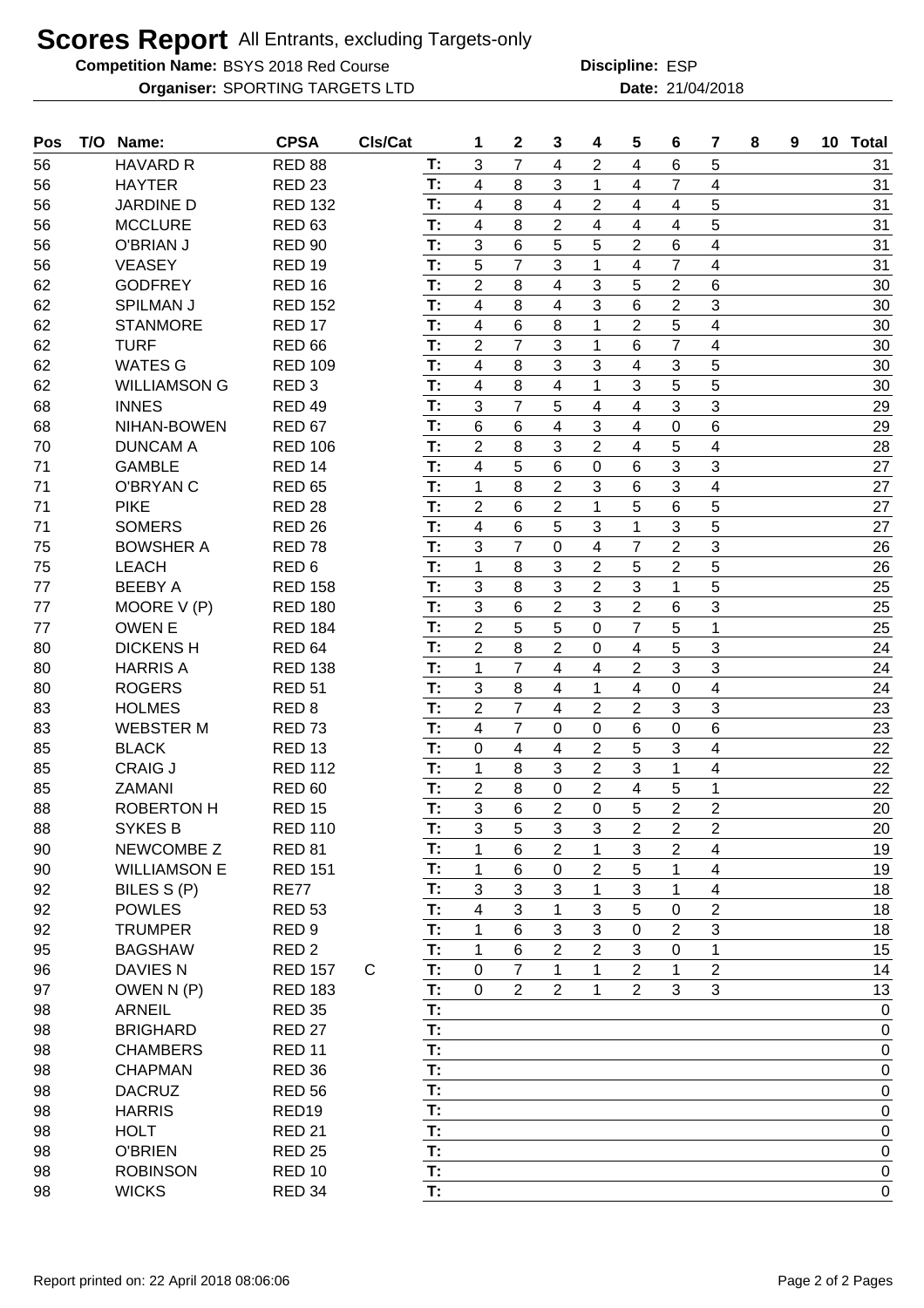# Scores Report All Entrants, excluding Targets-only

**Competition Name:** BSYS 2018 Red Course **Discipline:** ESP
**Organiser:** SPORTING TARGETS LTD **Date:** 21/04/2018

| Pos | T/O | Name: | CPSA | Cls/Cat | | 1 | 2 | 3 | 4 | 5 | 6 | 7 | 8 | 9 | 10 | Total |
|---|---|---|---|---|---|---|---|---|---|---|---|---|---|---|---|---|
| 56 | | HAVARD R | RED 88 | | T: | 3 | 7 | 4 | 2 | 4 | 6 | 5 | | | | 31 |
| 56 | | HAYTER | RED 23 | | T: | 4 | 8 | 3 | 1 | 4 | 7 | 4 | | | | 31 |
| 56 | | JARDINE D | RED 132 | | T: | 4 | 8 | 4 | 2 | 4 | 4 | 5 | | | | 31 |
| 56 | | MCCLURE | RED 63 | | T: | 4 | 8 | 2 | 4 | 4 | 4 | 5 | | | | 31 |
| 56 | | O'BRIAN J | RED 90 | | T: | 3 | 6 | 5 | 5 | 2 | 6 | 4 | | | | 31 |
| 56 | | VEASEY | RED 19 | | T: | 5 | 7 | 3 | 1 | 4 | 7 | 4 | | | | 31 |
| 62 | | GODFREY | RED 16 | | T: | 2 | 8 | 4 | 3 | 5 | 2 | 6 | | | | 30 |
| 62 | | SPILMAN J | RED 152 | | T: | 4 | 8 | 4 | 3 | 6 | 2 | 3 | | | | 30 |
| 62 | | STANMORE | RED 17 | | T: | 4 | 6 | 8 | 1 | 2 | 5 | 4 | | | | 30 |
| 62 | | TURF | RED 66 | | T: | 2 | 7 | 3 | 1 | 6 | 7 | 4 | | | | 30 |
| 62 | | WATES G | RED 109 | | T: | 4 | 8 | 3 | 3 | 4 | 3 | 5 | | | | 30 |
| 62 | | WILLIAMSON G | RED 3 | | T: | 4 | 8 | 4 | 1 | 3 | 5 | 5 | | | | 30 |
| 68 | | INNES | RED 49 | | T: | 3 | 7 | 5 | 4 | 4 | 3 | 3 | | | | 29 |
| 68 | | NIHAN-BOWEN | RED 67 | | T: | 6 | 6 | 4 | 3 | 4 | 0 | 6 | | | | 29 |
| 70 | | DUNCAM A | RED 106 | | T: | 2 | 8 | 3 | 2 | 4 | 5 | 4 | | | | 28 |
| 71 | | GAMBLE | RED 14 | | T: | 4 | 5 | 6 | 0 | 6 | 3 | 3 | | | | 27 |
| 71 | | O'BRYAN C | RED 65 | | T: | 1 | 8 | 2 | 3 | 6 | 3 | 4 | | | | 27 |
| 71 | | PIKE | RED 28 | | T: | 2 | 6 | 2 | 1 | 5 | 6 | 5 | | | | 27 |
| 71 | | SOMERS | RED 26 | | T: | 4 | 6 | 5 | 3 | 1 | 3 | 5 | | | | 27 |
| 75 | | BOWSHER A | RED 78 | | T: | 3 | 7 | 0 | 4 | 7 | 2 | 3 | | | | 26 |
| 75 | | LEACH | RED 6 | | T: | 1 | 8 | 3 | 2 | 5 | 2 | 5 | | | | 26 |
| 77 | | BEEBY A | RED 158 | | T: | 3 | 8 | 3 | 2 | 3 | 1 | 5 | | | | 25 |
| 77 | | MOORE V (P) | RED 180 | | T: | 3 | 6 | 2 | 3 | 2 | 6 | 3 | | | | 25 |
| 77 | | OWEN E | RED 184 | | T: | 2 | 5 | 5 | 0 | 7 | 5 | 1 | | | | 25 |
| 80 | | DICKENS H | RED 64 | | T: | 2 | 8 | 2 | 0 | 4 | 5 | 3 | | | | 24 |
| 80 | | HARRIS A | RED 138 | | T: | 1 | 7 | 4 | 4 | 2 | 3 | 3 | | | | 24 |
| 80 | | ROGERS | RED 51 | | T: | 3 | 8 | 4 | 1 | 4 | 0 | 4 | | | | 24 |
| 83 | | HOLMES | RED 8 | | T: | 2 | 7 | 4 | 2 | 2 | 3 | 3 | | | | 23 |
| 83 | | WEBSTER M | RED 73 | | T: | 4 | 7 | 0 | 0 | 6 | 0 | 6 | | | | 23 |
| 85 | | BLACK | RED 13 | | T: | 0 | 4 | 4 | 2 | 5 | 3 | 4 | | | | 22 |
| 85 | | CRAIG J | RED 112 | | T: | 1 | 8 | 3 | 2 | 3 | 1 | 4 | | | | 22 |
| 85 | | ZAMANI | RED 60 | | T: | 2 | 8 | 0 | 2 | 4 | 5 | 1 | | | | 22 |
| 88 | | ROBERTON H | RED 15 | | T: | 3 | 6 | 2 | 0 | 5 | 2 | 2 | | | | 20 |
| 88 | | SYKES B | RED 110 | | T: | 3 | 5 | 3 | 3 | 2 | 2 | 2 | | | | 20 |
| 90 | | NEWCOMBE Z | RED 81 | | T: | 1 | 6 | 2 | 1 | 3 | 2 | 4 | | | | 19 |
| 90 | | WILLIAMSON E | RED 151 | | T: | 1 | 6 | 0 | 2 | 5 | 1 | 4 | | | | 19 |
| 92 | | BILES S (P) | RE77 | | T: | 3 | 3 | 3 | 1 | 3 | 1 | 4 | | | | 18 |
| 92 | | POWLES | RED 53 | | T: | 4 | 3 | 1 | 3 | 5 | 0 | 2 | | | | 18 |
| 92 | | TRUMPER | RED 9 | | T: | 1 | 6 | 3 | 3 | 0 | 2 | 3 | | | | 18 |
| 95 | | BAGSHAW | RED 2 | | T: | 1 | 6 | 2 | 2 | 3 | 0 | 1 | | | | 15 |
| 96 | | DAVIES N | RED 157 | C | T: | 0 | 7 | 1 | 1 | 2 | 1 | 2 | | | | 14 |
| 97 | | OWEN N (P) | RED 183 | | T: | 0 | 2 | 2 | 1 | 2 | 3 | 3 | | | | 13 |
| 98 | | ARNEIL | RED 35 | | T: | | | | | | | | | | | 0 |
| 98 | | BRIGHARD | RED 27 | | T: | | | | | | | | | | | 0 |
| 98 | | CHAMBERS | RED 11 | | T: | | | | | | | | | | | 0 |
| 98 | | CHAPMAN | RED 36 | | T: | | | | | | | | | | | 0 |
| 98 | | DACRUZ | RED 56 | | T: | | | | | | | | | | | 0 |
| 98 | | HARRIS | RED19 | | T: | | | | | | | | | | | 0 |
| 98 | | HOLT | RED 21 | | T: | | | | | | | | | | | 0 |
| 98 | | O'BRIEN | RED 25 | | T: | | | | | | | | | | | 0 |
| 98 | | ROBINSON | RED 10 | | T: | | | | | | | | | | | 0 |
| 98 | | WICKS | RED 34 | | T: | | | | | | | | | | | 0 |

Report printed on: 22 April 2018 08:06:06